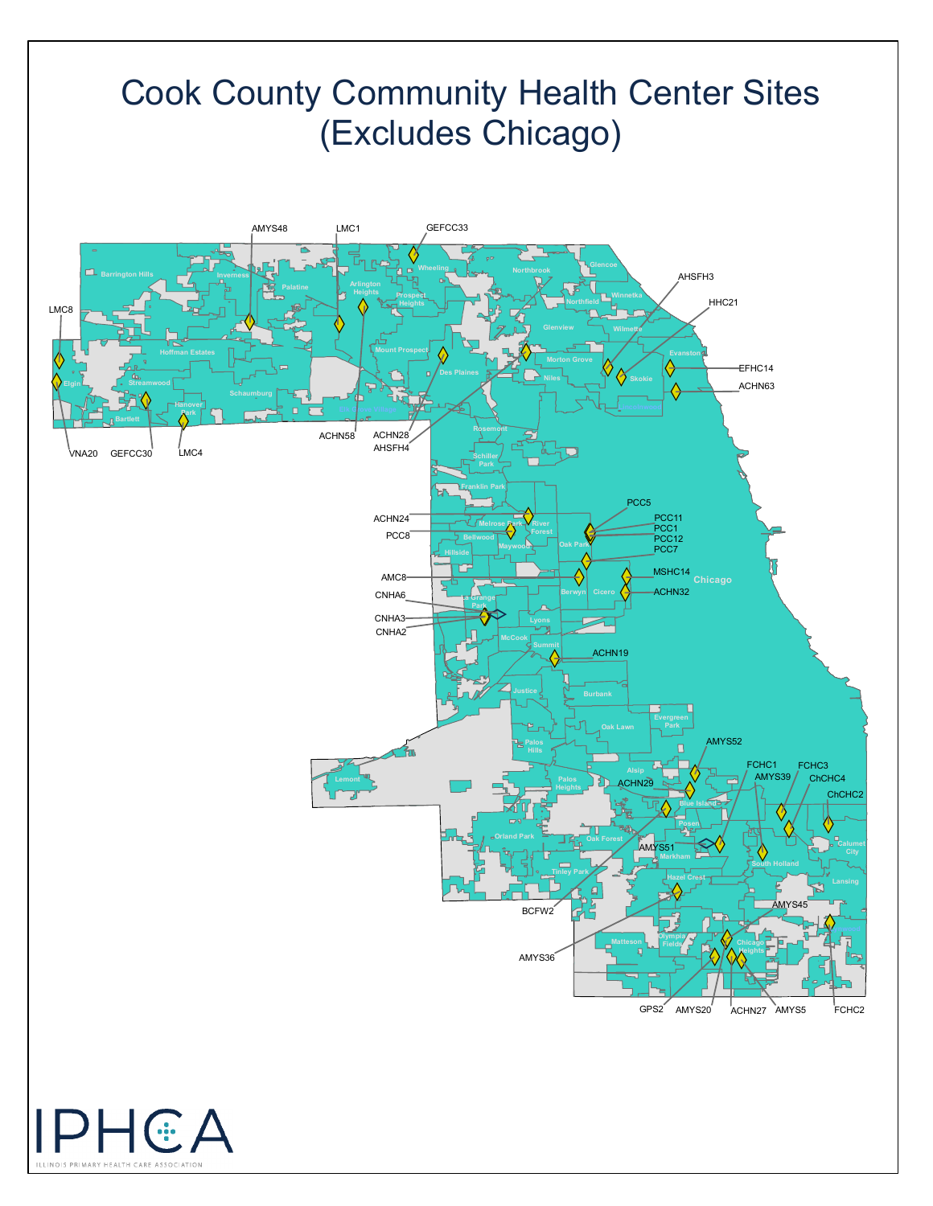# Cook County Community Health Center Sites (Excludes Chicago)

AMYS48 LMC1 GEFCC33

AHSFH3

HHC21

LMC8

EFHC14

ACHN63

ACHN58 ACHN28 AHSFH4

VNA20 GEFCC30 LMC4

PCC5

ACHN24

PCC8

PCC11 PCC1 PCC12 PCC7

AMC8

MSHC14

ACHN32

CNHA6

CNHA3

CNHA2

ACHN19

AMYS52

FCHC1 FCHC3

AMYS39 ChCHC4

ACHN29

ChCHC2

AMYS51

BCFW2

AMYS45

AMYS36

GPS2 AMYS20 ACHN27 AMYS5 FCHC2

IPHCA

ILLINOIS PRIMARY HEALTH CARE ASSOCIATION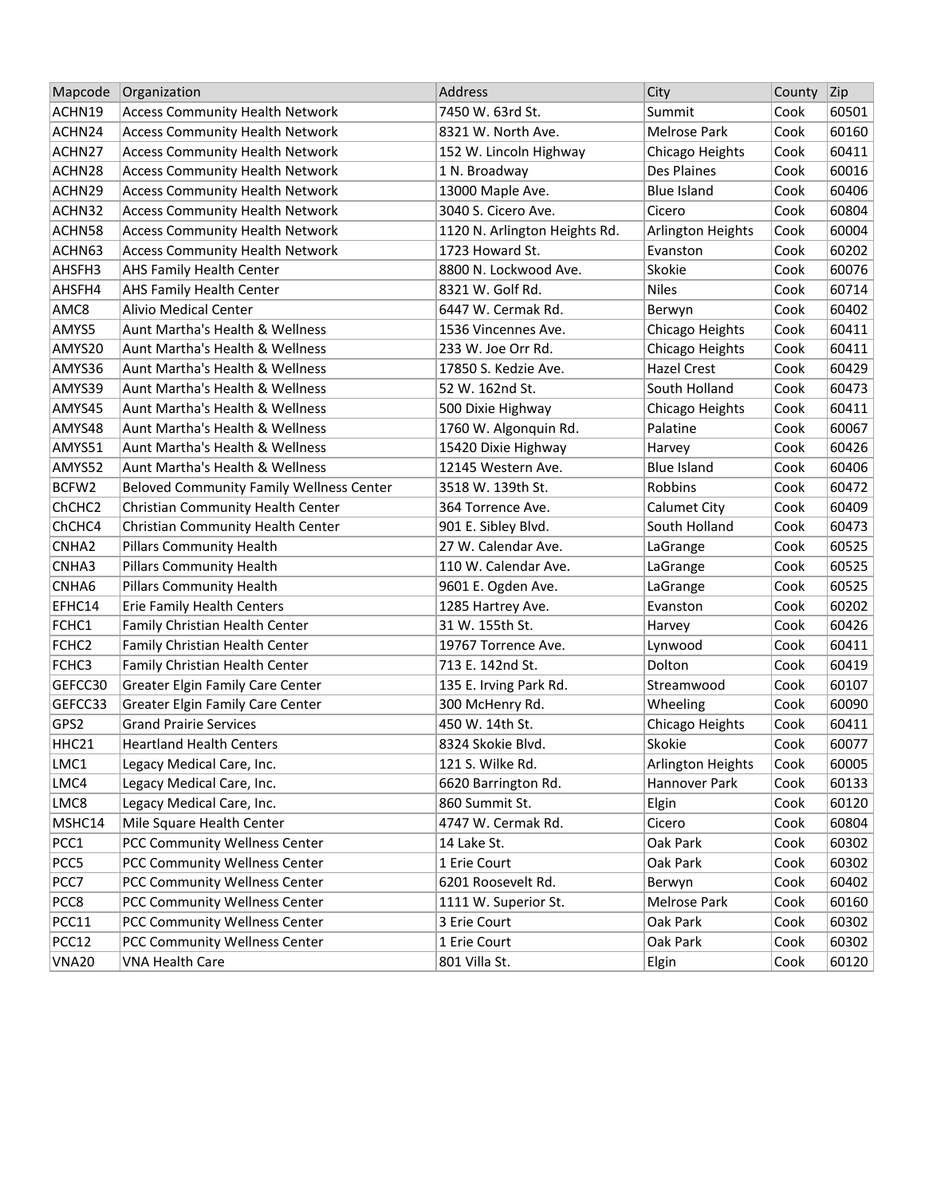| Mapcode | Organization | Address | City | County | Zip |
| --- | --- | --- | --- | --- | --- |
| ACHN19 | Access Community Health Network | 7450 W. 63rd St. | Summit | Cook | 60501 |
| ACHN24 | Access Community Health Network | 8321 W. North Ave. | Melrose Park | Cook | 60160 |
| ACHN27 | Access Community Health Network | 152 W. Lincoln Highway | Chicago Heights | Cook | 60411 |
| ACHN28 | Access Community Health Network | 1 N. Broadway | Des Plaines | Cook | 60016 |
| ACHN29 | Access Community Health Network | 13000 Maple Ave. | Blue Island | Cook | 60406 |
| ACHN32 | Access Community Health Network | 3040 S. Cicero Ave. | Cicero | Cook | 60804 |
| ACHN58 | Access Community Health Network | 1120 N. Arlington Heights Rd. | Arlington Heights | Cook | 60004 |
| ACHN63 | Access Community Health Network | 1723 Howard St. | Evanston | Cook | 60202 |
| AHSFH3 | AHS Family Health Center | 8800 N. Lockwood Ave. | Skokie | Cook | 60076 |
| AHSFH4 | AHS Family Health Center | 8321 W. Golf Rd. | Niles | Cook | 60714 |
| AMC8 | Alivio Medical Center | 6447 W. Cermak Rd. | Berwyn | Cook | 60402 |
| AMYS5 | Aunt Martha's Health & Wellness | 1536 Vincennes Ave. | Chicago Heights | Cook | 60411 |
| AMYS20 | Aunt Martha's Health & Wellness | 233 W. Joe Orr Rd. | Chicago Heights | Cook | 60411 |
| AMYS36 | Aunt Martha's Health & Wellness | 17850 S. Kedzie Ave. | Hazel Crest | Cook | 60429 |
| AMYS39 | Aunt Martha's Health & Wellness | 52 W. 162nd St. | South Holland | Cook | 60473 |
| AMYS45 | Aunt Martha's Health & Wellness | 500 Dixie Highway | Chicago Heights | Cook | 60411 |
| AMYS48 | Aunt Martha's Health & Wellness | 1760 W. Algonquin Rd. | Palatine | Cook | 60067 |
| AMYS51 | Aunt Martha's Health & Wellness | 15420 Dixie Highway | Harvey | Cook | 60426 |
| AMYS52 | Aunt Martha's Health & Wellness | 12145 Western Ave. | Blue Island | Cook | 60406 |
| BCFW2 | Beloved Community Family Wellness Center | 3518 W. 139th St. | Robbins | Cook | 60472 |
| ChCHC2 | Christian Community Health Center | 364 Torrence Ave. | Calumet City | Cook | 60409 |
| ChCHC4 | Christian Community Health Center | 901 E. Sibley Blvd. | South Holland | Cook | 60473 |
| CNHA2 | Pillars Community Health | 27 W. Calendar Ave. | LaGrange | Cook | 60525 |
| CNHA3 | Pillars Community Health | 110 W. Calendar Ave. | LaGrange | Cook | 60525 |
| CNHA6 | Pillars Community Health | 9601 E. Ogden Ave. | LaGrange | Cook | 60525 |
| EFHC14 | Erie Family Health Centers | 1285 Hartrey Ave. | Evanston | Cook | 60202 |
| FCHC1 | Family Christian Health Center | 31 W. 155th St. | Harvey | Cook | 60426 |
| FCHC2 | Family Christian Health Center | 19767 Torrence Ave. | Lynwood | Cook | 60411 |
| FCHC3 | Family Christian Health Center | 713 E. 142nd St. | Dolton | Cook | 60419 |
| GEFCC30 | Greater Elgin Family Care Center | 135 E. Irving Park Rd. | Streamwood | Cook | 60107 |
| GEFCC33 | Greater Elgin Family Care Center | 300 McHenry Rd. | Wheeling | Cook | 60090 |
| GPS2 | Grand Prairie Services | 450 W. 14th St. | Chicago Heights | Cook | 60411 |
| HHC21 | Heartland Health Centers | 8324 Skokie Blvd. | Skokie | Cook | 60077 |
| LMC1 | Legacy Medical Care, Inc. | 121 S. Wilke Rd. | Arlington Heights | Cook | 60005 |
| LMC4 | Legacy Medical Care, Inc. | 6620 Barrington Rd. | Hannover Park | Cook | 60133 |
| LMC8 | Legacy Medical Care, Inc. | 860 Summit St. | Elgin | Cook | 60120 |
| MSHC14 | Mile Square Health Center | 4747 W. Cermak Rd. | Cicero | Cook | 60804 |
| PCC1 | PCC Community Wellness Center | 14 Lake St. | Oak Park | Cook | 60302 |
| PCC5 | PCC Community Wellness Center | 1 Erie Court | Oak Park | Cook | 60302 |
| PCC7 | PCC Community Wellness Center | 6201 Roosevelt Rd. | Berwyn | Cook | 60402 |
| PCC8 | PCC Community Wellness Center | 1111 W. Superior St. | Melrose Park | Cook | 60160 |
| PCC11 | PCC Community Wellness Center | 3 Erie Court | Oak Park | Cook | 60302 |
| PCC12 | PCC Community Wellness Center | 1 Erie Court | Oak Park | Cook | 60302 |
| VNA20 | VNA Health Care | 801 Villa St. | Elgin | Cook | 60120 |